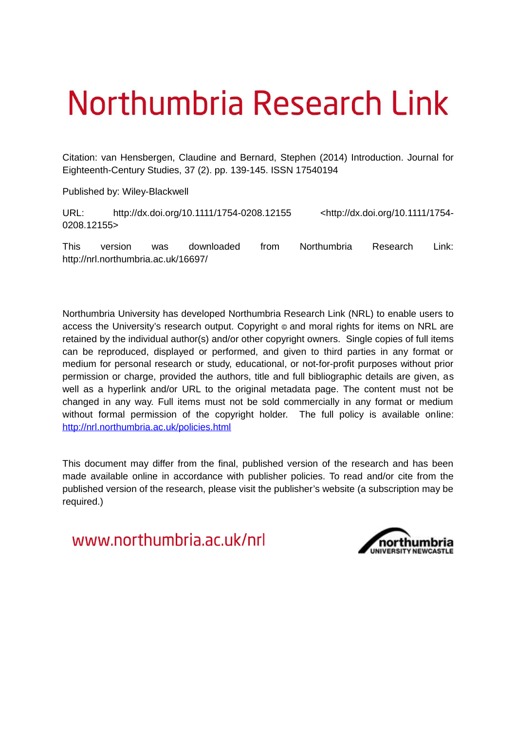# Northumbria Research Link

Citation: van Hensbergen, Claudine and Bernard, Stephen (2014) Introduction. Journal for Eighteenth-Century Studies, 37 (2). pp. 139-145. ISSN 17540194

Published by: Wiley-Blackwell

URL: http://dx.doi.org/10.1111/1754-0208.12155 <http://dx.doi.org/10.1111/1754-0208.12155>

This version was downloaded from Northumbria Research Link: http://nrl.northumbria.ac.uk/16697/

Northumbria University has developed Northumbria Research Link (NRL) to enable users to access the University's research output. Copyright © and moral rights for items on NRL are retained by the individual author(s) and/or other copyright owners. Single copies of full items can be reproduced, displayed or performed, and given to third parties in any format or medium for personal research or study, educational, or not-for-profit purposes without prior permission or charge, provided the authors, title and full bibliographic details are given, as well as a hyperlink and/or URL to the original metadata page. The content must not be changed in any way. Full items must not be sold commercially in any format or medium without formal permission of the copyright holder. The full policy is available online: http://nrl.northumbria.ac.uk/policies.html

This document may differ from the final, published version of the research and has been made available online in accordance with publisher policies. To read and/or cite from the published version of the research, please visit the publisher's website (a subscription may be required.)

www.northumbria.ac.uk/nrl

northumbria UNIVERSITY NEWCASTLE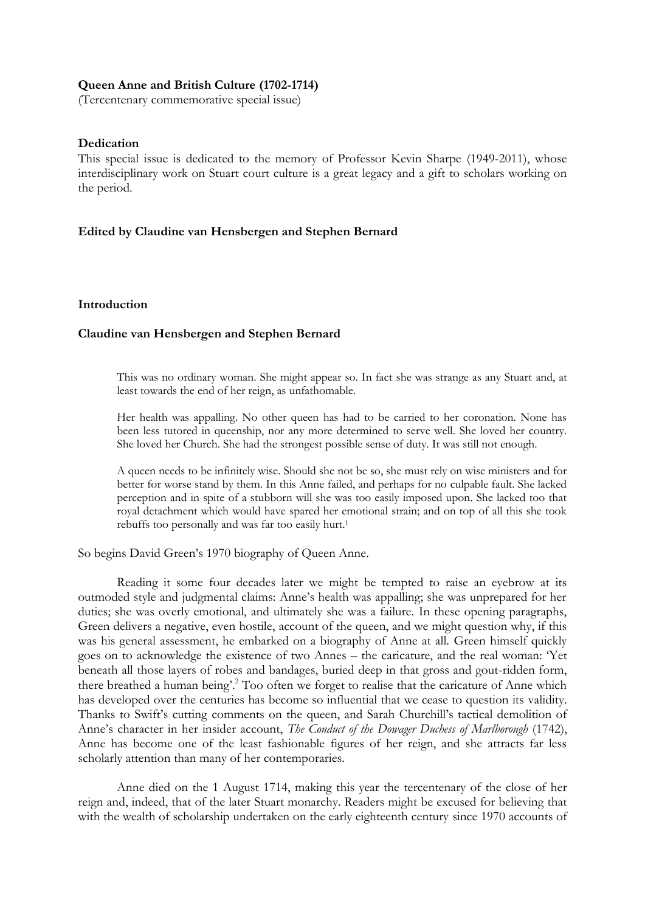**Queen Anne and British Culture (1702-1714)**
(Tercentenary commemorative special issue)

**Dedication**
This special issue is dedicated to the memory of Professor Kevin Sharpe (1949-2011), whose interdisciplinary work on Stuart court culture is a great legacy and a gift to scholars working on the period.

**Edited by Claudine van Hensbergen and Stephen Bernard**

## Introduction

**Claudine van Hensbergen and Stephen Bernard**

> This was no ordinary woman. She might appear so. In fact she was strange as any Stuart and, at least towards the end of her reign, as unfathomable.
>
> Her health was appalling. No other queen has had to be carried to her coronation. None has been less tutored in queenship, nor any more determined to serve well. She loved her country. She loved her Church. She had the strongest possible sense of duty. It was still not enough.
>
> A queen needs to be infinitely wise. Should she not be so, she must rely on wise ministers and for better for worse stand by them. In this Anne failed, and perhaps for no culpable fault. She lacked perception and in spite of a stubborn will she was too easily imposed upon. She lacked too that royal detachment which would have spared her emotional strain; and on top of all this she took rebuffs too personally and was far too easily hurt.[1]

So begins David Green's 1970 biography of Queen Anne.

Reading it some four decades later we might be tempted to raise an eyebrow at its outmoded style and judgmental claims: Anne's health was appalling; she was unprepared for her duties; she was overly emotional, and ultimately she was a failure. In these opening paragraphs, Green delivers a negative, even hostile, account of the queen, and we might question why, if this was his general assessment, he embarked on a biography of Anne at all. Green himself quickly goes on to acknowledge the existence of two Annes – the caricature, and the real woman: 'Yet beneath all those layers of robes and bandages, buried deep in that gross and gout-ridden form, there breathed a human being'.[2] Too often we forget to realise that the caricature of Anne which has developed over the centuries has become so influential that we cease to question its validity. Thanks to Swift's cutting comments on the queen, and Sarah Churchill's tactical demolition of Anne's character in her insider account, *The Conduct of the Dowager Duchess of Marlborough* (1742), Anne has become one of the least fashionable figures of her reign, and she attracts far less scholarly attention than many of her contemporaries.

Anne died on the 1 August 1714, making this year the tercentenary of the close of her reign and, indeed, that of the later Stuart monarchy. Readers might be excused for believing that with the wealth of scholarship undertaken on the early eighteenth century since 1970 accounts of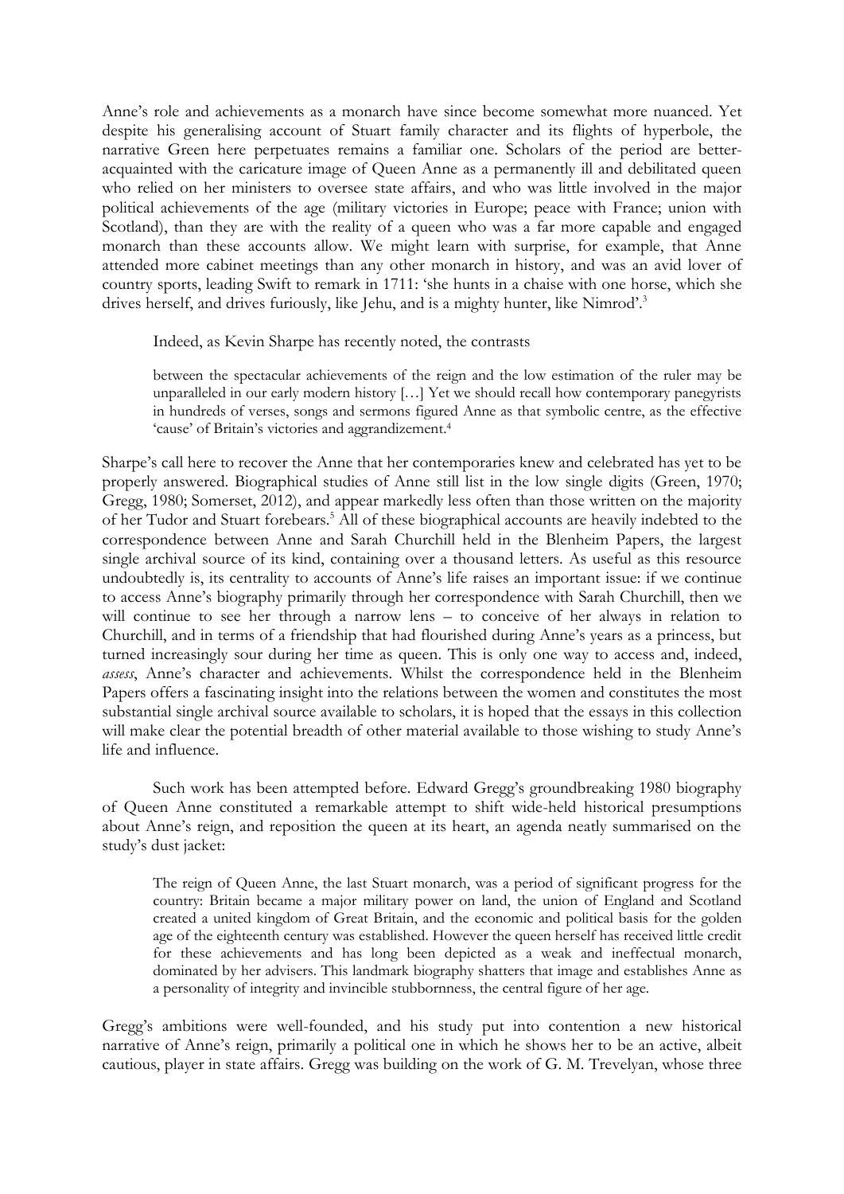Anne's role and achievements as a monarch have since become somewhat more nuanced. Yet despite his generalising account of Stuart family character and its flights of hyperbole, the narrative Green here perpetuates remains a familiar one. Scholars of the period are better-acquainted with the caricature image of Queen Anne as a permanently ill and debilitated queen who relied on her ministers to oversee state affairs, and who was little involved in the major political achievements of the age (military victories in Europe; peace with France; union with Scotland), than they are with the reality of a queen who was a far more capable and engaged monarch than these accounts allow. We might learn with surprise, for example, that Anne attended more cabinet meetings than any other monarch in history, and was an avid lover of country sports, leading Swift to remark in 1711: 'she hunts in a chaise with one horse, which she drives herself, and drives furiously, like Jehu, and is a mighty hunter, like Nimrod'.[3]

Indeed, as Kevin Sharpe has recently noted, the contrasts

> between the spectacular achievements of the reign and the low estimation of the ruler may be unparalleled in our early modern history […] Yet we should recall how contemporary panegyrists in hundreds of verses, songs and sermons figured Anne as that symbolic centre, as the effective 'cause' of Britain's victories and aggrandizement.[4]

Sharpe's call here to recover the Anne that her contemporaries knew and celebrated has yet to be properly answered. Biographical studies of Anne still list in the low single digits (Green, 1970; Gregg, 1980; Somerset, 2012), and appear markedly less often than those written on the majority of her Tudor and Stuart forebears.[5] All of these biographical accounts are heavily indebted to the correspondence between Anne and Sarah Churchill held in the Blenheim Papers, the largest single archival source of its kind, containing over a thousand letters. As useful as this resource undoubtedly is, its centrality to accounts of Anne's life raises an important issue: if we continue to access Anne's biography primarily through her correspondence with Sarah Churchill, then we will continue to see her through a narrow lens – to conceive of her always in relation to Churchill, and in terms of a friendship that had flourished during Anne's years as a princess, but turned increasingly sour during her time as queen. This is only one way to access and, indeed, *assess*, Anne's character and achievements. Whilst the correspondence held in the Blenheim Papers offers a fascinating insight into the relations between the women and constitutes the most substantial single archival source available to scholars, it is hoped that the essays in this collection will make clear the potential breadth of other material available to those wishing to study Anne's life and influence.

Such work has been attempted before. Edward Gregg's groundbreaking 1980 biography of Queen Anne constituted a remarkable attempt to shift wide-held historical presumptions about Anne's reign, and reposition the queen at its heart, an agenda neatly summarised on the study's dust jacket:

> The reign of Queen Anne, the last Stuart monarch, was a period of significant progress for the country: Britain became a major military power on land, the union of England and Scotland created a united kingdom of Great Britain, and the economic and political basis for the golden age of the eighteenth century was established. However the queen herself has received little credit for these achievements and has long been depicted as a weak and ineffectual monarch, dominated by her advisers. This landmark biography shatters that image and establishes Anne as a personality of integrity and invincible stubbornness, the central figure of her age.

Gregg's ambitions were well-founded, and his study put into contention a new historical narrative of Anne's reign, primarily a political one in which he shows her to be an active, albeit cautious, player in state affairs. Gregg was building on the work of G. M. Trevelyan, whose three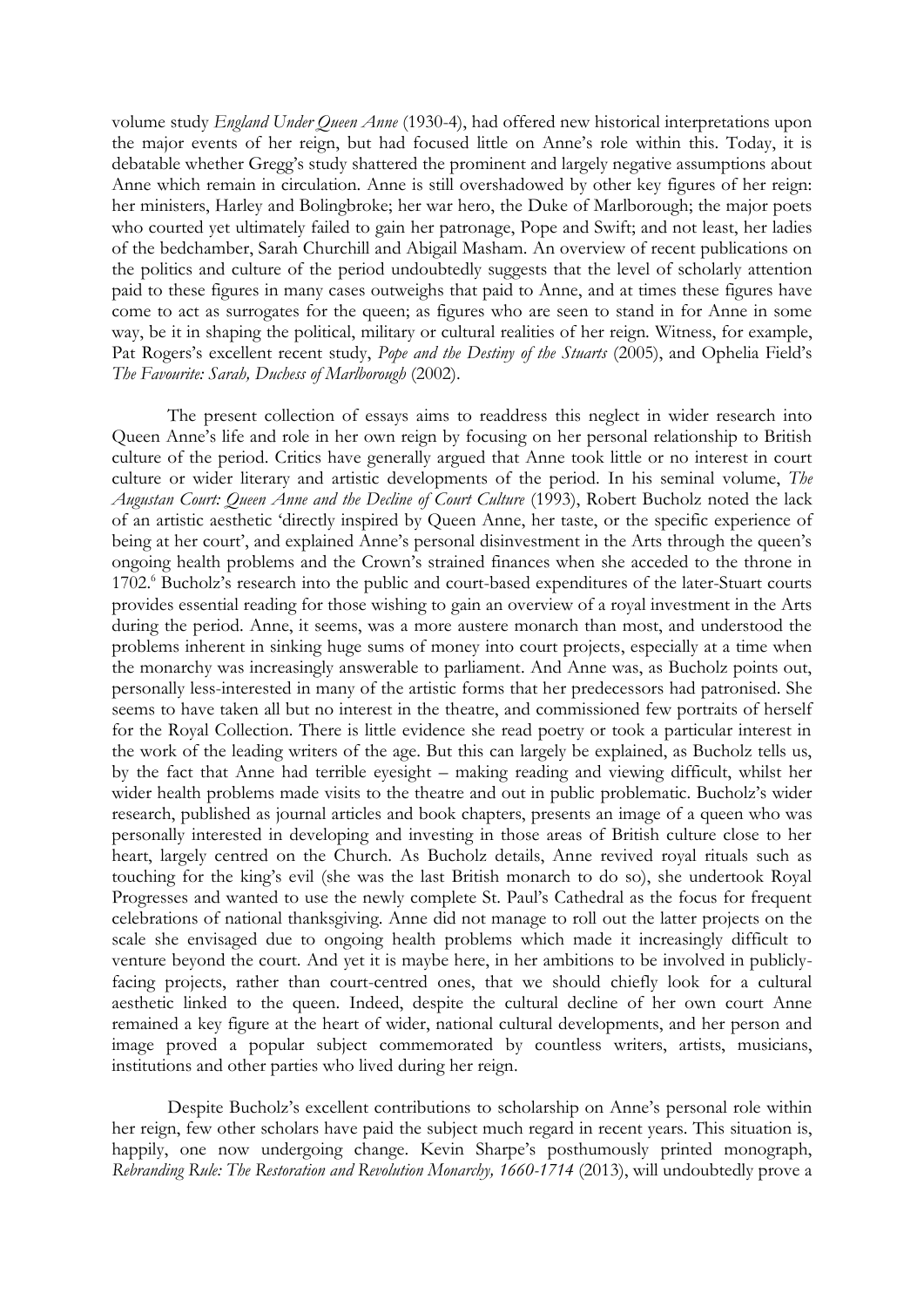volume study *England Under Queen Anne* (1930-4), had offered new historical interpretations upon the major events of her reign, but had focused little on Anne's role within this. Today, it is debatable whether Gregg's study shattered the prominent and largely negative assumptions about Anne which remain in circulation. Anne is still overshadowed by other key figures of her reign: her ministers, Harley and Bolingbroke; her war hero, the Duke of Marlborough; the major poets who courted yet ultimately failed to gain her patronage, Pope and Swift; and not least, her ladies of the bedchamber, Sarah Churchill and Abigail Masham. An overview of recent publications on the politics and culture of the period undoubtedly suggests that the level of scholarly attention paid to these figures in many cases outweighs that paid to Anne, and at times these figures have come to act as surrogates for the queen; as figures who are seen to stand in for Anne in some way, be it in shaping the political, military or cultural realities of her reign. Witness, for example, Pat Rogers's excellent recent study, *Pope and the Destiny of the Stuarts* (2005), and Ophelia Field's *The Favourite: Sarah, Duchess of Marlborough* (2002).

The present collection of essays aims to readdress this neglect in wider research into Queen Anne's life and role in her own reign by focusing on her personal relationship to British culture of the period. Critics have generally argued that Anne took little or no interest in court culture or wider literary and artistic developments of the period. In his seminal volume, *The Augustan Court: Queen Anne and the Decline of Court Culture* (1993), Robert Bucholz noted the lack of an artistic aesthetic 'directly inspired by Queen Anne, her taste, or the specific experience of being at her court', and explained Anne's personal disinvestment in the Arts through the queen's ongoing health problems and the Crown's strained finances when she acceded to the throne in 1702.[6] Bucholz's research into the public and court-based expenditures of the later-Stuart courts provides essential reading for those wishing to gain an overview of a royal investment in the Arts during the period. Anne, it seems, was a more austere monarch than most, and understood the problems inherent in sinking huge sums of money into court projects, especially at a time when the monarchy was increasingly answerable to parliament. And Anne was, as Bucholz points out, personally less-interested in many of the artistic forms that her predecessors had patronised. She seems to have taken all but no interest in the theatre, and commissioned few portraits of herself for the Royal Collection. There is little evidence she read poetry or took a particular interest in the work of the leading writers of the age. But this can largely be explained, as Bucholz tells us, by the fact that Anne had terrible eyesight – making reading and viewing difficult, whilst her wider health problems made visits to the theatre and out in public problematic. Bucholz's wider research, published as journal articles and book chapters, presents an image of a queen who was personally interested in developing and investing in those areas of British culture close to her heart, largely centred on the Church. As Bucholz details, Anne revived royal rituals such as touching for the king's evil (she was the last British monarch to do so), she undertook Royal Progresses and wanted to use the newly complete St. Paul's Cathedral as the focus for frequent celebrations of national thanksgiving. Anne did not manage to roll out the latter projects on the scale she envisaged due to ongoing health problems which made it increasingly difficult to venture beyond the court. And yet it is maybe here, in her ambitions to be involved in publicly-facing projects, rather than court-centred ones, that we should chiefly look for a cultural aesthetic linked to the queen. Indeed, despite the cultural decline of her own court Anne remained a key figure at the heart of wider, national cultural developments, and her person and image proved a popular subject commemorated by countless writers, artists, musicians, institutions and other parties who lived during her reign.

Despite Bucholz's excellent contributions to scholarship on Anne's personal role within her reign, few other scholars have paid the subject much regard in recent years. This situation is, happily, one now undergoing change. Kevin Sharpe's posthumously printed monograph, *Rebranding Rule: The Restoration and Revolution Monarchy, 1660-1714* (2013), will undoubtedly prove a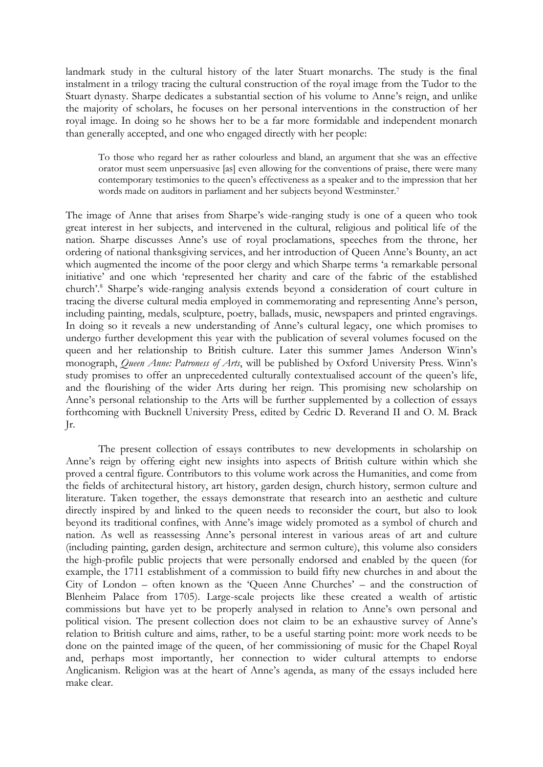landmark study in the cultural history of the later Stuart monarchs. The study is the final instalment in a trilogy tracing the cultural construction of the royal image from the Tudor to the Stuart dynasty. Sharpe dedicates a substantial section of his volume to Anne's reign, and unlike the majority of scholars, he focuses on her personal interventions in the construction of her royal image. In doing so he shows her to be a far more formidable and independent monarch than generally accepted, and one who engaged directly with her people:

> To those who regard her as rather colourless and bland, an argument that she was an effective orator must seem unpersuasive [as] even allowing for the conventions of praise, there were many contemporary testimonies to the queen's effectiveness as a speaker and to the impression that her words made on auditors in parliament and her subjects beyond Westminster.[7]

The image of Anne that arises from Sharpe's wide-ranging study is one of a queen who took great interest in her subjects, and intervened in the cultural, religious and political life of the nation. Sharpe discusses Anne's use of royal proclamations, speeches from the throne, her ordering of national thanksgiving services, and her introduction of Queen Anne's Bounty, an act which augmented the income of the poor clergy and which Sharpe terms 'a remarkable personal initiative' and one which 'represented her charity and care of the fabric of the established church'.[8] Sharpe's wide-ranging analysis extends beyond a consideration of court culture in tracing the diverse cultural media employed in commemorating and representing Anne's person, including painting, medals, sculpture, poetry, ballads, music, newspapers and printed engravings. In doing so it reveals a new understanding of Anne's cultural legacy, one which promises to undergo further development this year with the publication of several volumes focused on the queen and her relationship to British culture. Later this summer James Anderson Winn's monograph, *Queen Anne: Patroness of Arts*, will be published by Oxford University Press. Winn's study promises to offer an unprecedented culturally contextualised account of the queen's life, and the flourishing of the wider Arts during her reign. This promising new scholarship on Anne's personal relationship to the Arts will be further supplemented by a collection of essays forthcoming with Bucknell University Press, edited by Cedric D. Reverand II and O. M. Brack Jr.

The present collection of essays contributes to new developments in scholarship on Anne's reign by offering eight new insights into aspects of British culture within which she proved a central figure. Contributors to this volume work across the Humanities, and come from the fields of architectural history, art history, garden design, church history, sermon culture and literature. Taken together, the essays demonstrate that research into an aesthetic and culture directly inspired by and linked to the queen needs to reconsider the court, but also to look beyond its traditional confines, with Anne's image widely promoted as a symbol of church and nation. As well as reassessing Anne's personal interest in various areas of art and culture (including painting, garden design, architecture and sermon culture), this volume also considers the high-profile public projects that were personally endorsed and enabled by the queen (for example, the 1711 establishment of a commission to build fifty new churches in and about the City of London – often known as the 'Queen Anne Churches' – and the construction of Blenheim Palace from 1705). Large-scale projects like these created a wealth of artistic commissions but have yet to be properly analysed in relation to Anne's own personal and political vision. The present collection does not claim to be an exhaustive survey of Anne's relation to British culture and aims, rather, to be a useful starting point: more work needs to be done on the painted image of the queen, of her commissioning of music for the Chapel Royal and, perhaps most importantly, her connection to wider cultural attempts to endorse Anglicanism. Religion was at the heart of Anne's agenda, as many of the essays included here make clear.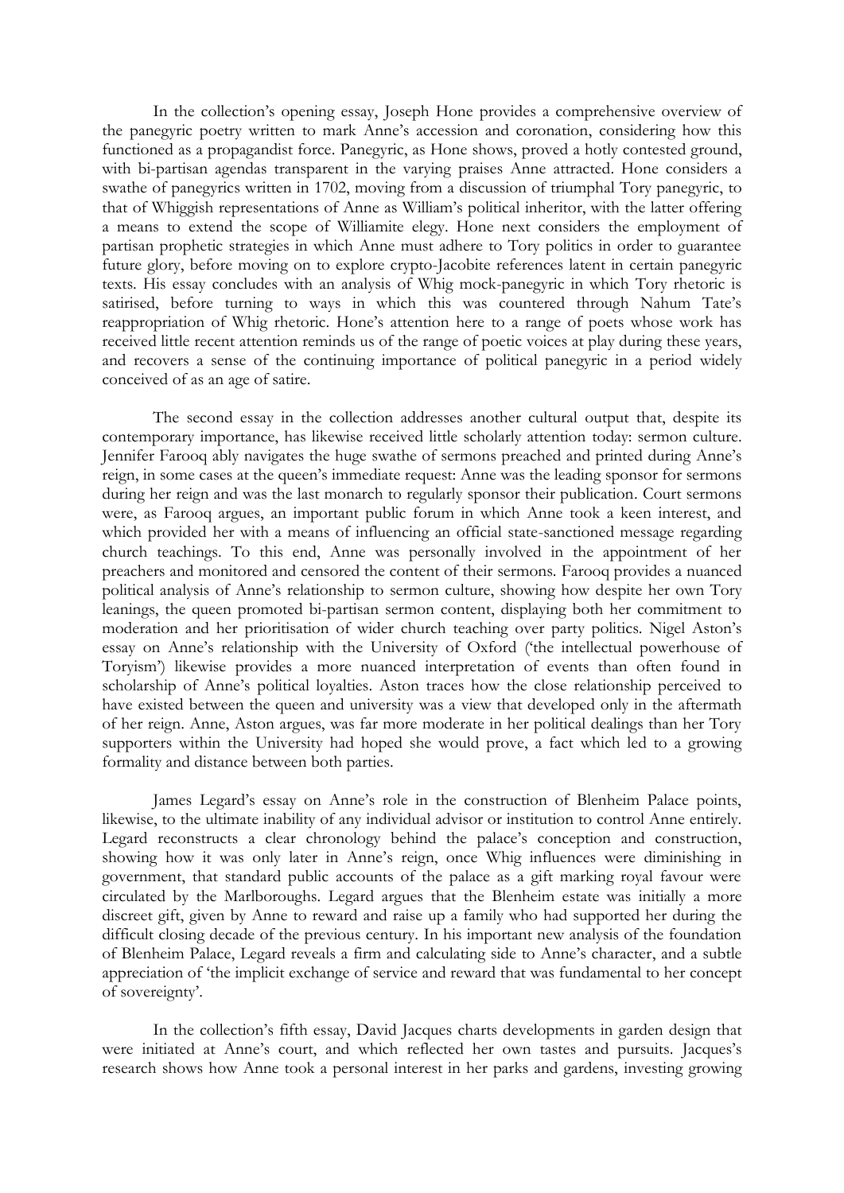In the collection's opening essay, Joseph Hone provides a comprehensive overview of the panegyric poetry written to mark Anne's accession and coronation, considering how this functioned as a propagandist force. Panegyric, as Hone shows, proved a hotly contested ground, with bi-partisan agendas transparent in the varying praises Anne attracted. Hone considers a swathe of panegyrics written in 1702, moving from a discussion of triumphal Tory panegyric, to that of Whiggish representations of Anne as William's political inheritor, with the latter offering a means to extend the scope of Williamite elegy. Hone next considers the employment of partisan prophetic strategies in which Anne must adhere to Tory politics in order to guarantee future glory, before moving on to explore crypto-Jacobite references latent in certain panegyric texts. His essay concludes with an analysis of Whig mock-panegyric in which Tory rhetoric is satirised, before turning to ways in which this was countered through Nahum Tate's reappropriation of Whig rhetoric. Hone's attention here to a range of poets whose work has received little recent attention reminds us of the range of poetic voices at play during these years, and recovers a sense of the continuing importance of political panegyric in a period widely conceived of as an age of satire.

The second essay in the collection addresses another cultural output that, despite its contemporary importance, has likewise received little scholarly attention today: sermon culture. Jennifer Farooq ably navigates the huge swathe of sermons preached and printed during Anne's reign, in some cases at the queen's immediate request: Anne was the leading sponsor for sermons during her reign and was the last monarch to regularly sponsor their publication. Court sermons were, as Farooq argues, an important public forum in which Anne took a keen interest, and which provided her with a means of influencing an official state-sanctioned message regarding church teachings. To this end, Anne was personally involved in the appointment of her preachers and monitored and censored the content of their sermons. Farooq provides a nuanced political analysis of Anne's relationship to sermon culture, showing how despite her own Tory leanings, the queen promoted bi-partisan sermon content, displaying both her commitment to moderation and her prioritisation of wider church teaching over party politics. Nigel Aston's essay on Anne's relationship with the University of Oxford ('the intellectual powerhouse of Toryism') likewise provides a more nuanced interpretation of events than often found in scholarship of Anne's political loyalties. Aston traces how the close relationship perceived to have existed between the queen and university was a view that developed only in the aftermath of her reign. Anne, Aston argues, was far more moderate in her political dealings than her Tory supporters within the University had hoped she would prove, a fact which led to a growing formality and distance between both parties.

James Legard's essay on Anne's role in the construction of Blenheim Palace points, likewise, to the ultimate inability of any individual advisor or institution to control Anne entirely. Legard reconstructs a clear chronology behind the palace's conception and construction, showing how it was only later in Anne's reign, once Whig influences were diminishing in government, that standard public accounts of the palace as a gift marking royal favour were circulated by the Marlboroughs. Legard argues that the Blenheim estate was initially a more discreet gift, given by Anne to reward and raise up a family who had supported her during the difficult closing decade of the previous century. In his important new analysis of the foundation of Blenheim Palace, Legard reveals a firm and calculating side to Anne's character, and a subtle appreciation of 'the implicit exchange of service and reward that was fundamental to her concept of sovereignty'.

In the collection's fifth essay, David Jacques charts developments in garden design that were initiated at Anne's court, and which reflected her own tastes and pursuits. Jacques's research shows how Anne took a personal interest in her parks and gardens, investing growing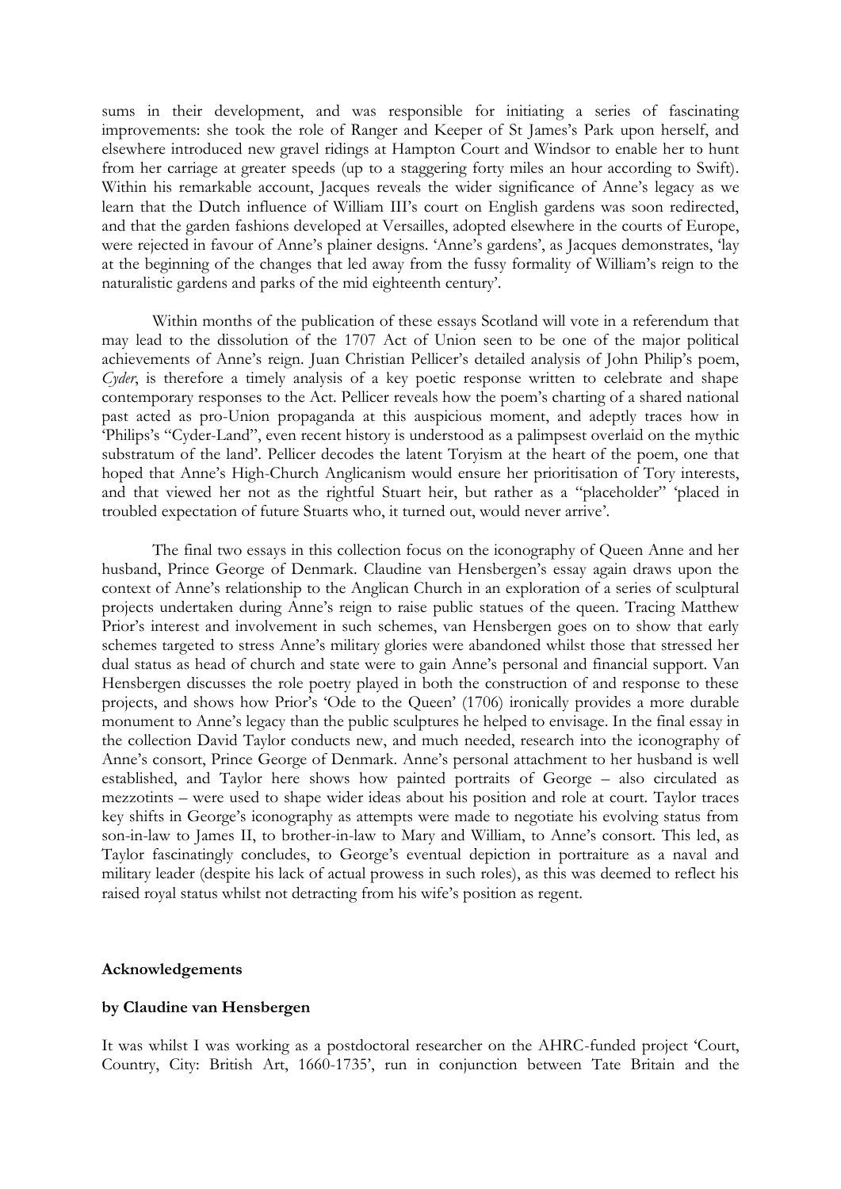sums in their development, and was responsible for initiating a series of fascinating improvements: she took the role of Ranger and Keeper of St James's Park upon herself, and elsewhere introduced new gravel ridings at Hampton Court and Windsor to enable her to hunt from her carriage at greater speeds (up to a staggering forty miles an hour according to Swift). Within his remarkable account, Jacques reveals the wider significance of Anne's legacy as we learn that the Dutch influence of William III's court on English gardens was soon redirected, and that the garden fashions developed at Versailles, adopted elsewhere in the courts of Europe, were rejected in favour of Anne's plainer designs. 'Anne's gardens', as Jacques demonstrates, 'lay at the beginning of the changes that led away from the fussy formality of William's reign to the naturalistic gardens and parks of the mid eighteenth century'.

Within months of the publication of these essays Scotland will vote in a referendum that may lead to the dissolution of the 1707 Act of Union seen to be one of the major political achievements of Anne's reign. Juan Christian Pellicer's detailed analysis of John Philip's poem, *Cyder*, is therefore a timely analysis of a key poetic response written to celebrate and shape contemporary responses to the Act. Pellicer reveals how the poem's charting of a shared national past acted as pro-Union propaganda at this auspicious moment, and adeptly traces how in 'Philips's "Cyder-Land", even recent history is understood as a palimpsest overlaid on the mythic substratum of the land'. Pellicer decodes the latent Toryism at the heart of the poem, one that hoped that Anne's High-Church Anglicanism would ensure her prioritisation of Tory interests, and that viewed her not as the rightful Stuart heir, but rather as a "placeholder" 'placed in troubled expectation of future Stuarts who, it turned out, would never arrive'.

The final two essays in this collection focus on the iconography of Queen Anne and her husband, Prince George of Denmark. Claudine van Hensbergen's essay again draws upon the context of Anne's relationship to the Anglican Church in an exploration of a series of sculptural projects undertaken during Anne's reign to raise public statues of the queen. Tracing Matthew Prior's interest and involvement in such schemes, van Hensbergen goes on to show that early schemes targeted to stress Anne's military glories were abandoned whilst those that stressed her dual status as head of church and state were to gain Anne's personal and financial support. Van Hensbergen discusses the role poetry played in both the construction of and response to these projects, and shows how Prior's 'Ode to the Queen' (1706) ironically provides a more durable monument to Anne's legacy than the public sculptures he helped to envisage. In the final essay in the collection David Taylor conducts new, and much needed, research into the iconography of Anne's consort, Prince George of Denmark. Anne's personal attachment to her husband is well established, and Taylor here shows how painted portraits of George – also circulated as mezzotints – were used to shape wider ideas about his position and role at court. Taylor traces key shifts in George's iconography as attempts were made to negotiate his evolving status from son-in-law to James II, to brother-in-law to Mary and William, to Anne's consort. This led, as Taylor fascinatingly concludes, to George's eventual depiction in portraiture as a naval and military leader (despite his lack of actual prowess in such roles), as this was deemed to reflect his raised royal status whilst not detracting from his wife's position as regent.

**Acknowledgements**

**by Claudine van Hensbergen**

It was whilst I was working as a postdoctoral researcher on the AHRC-funded project 'Court, Country, City: British Art, 1660-1735', run in conjunction between Tate Britain and the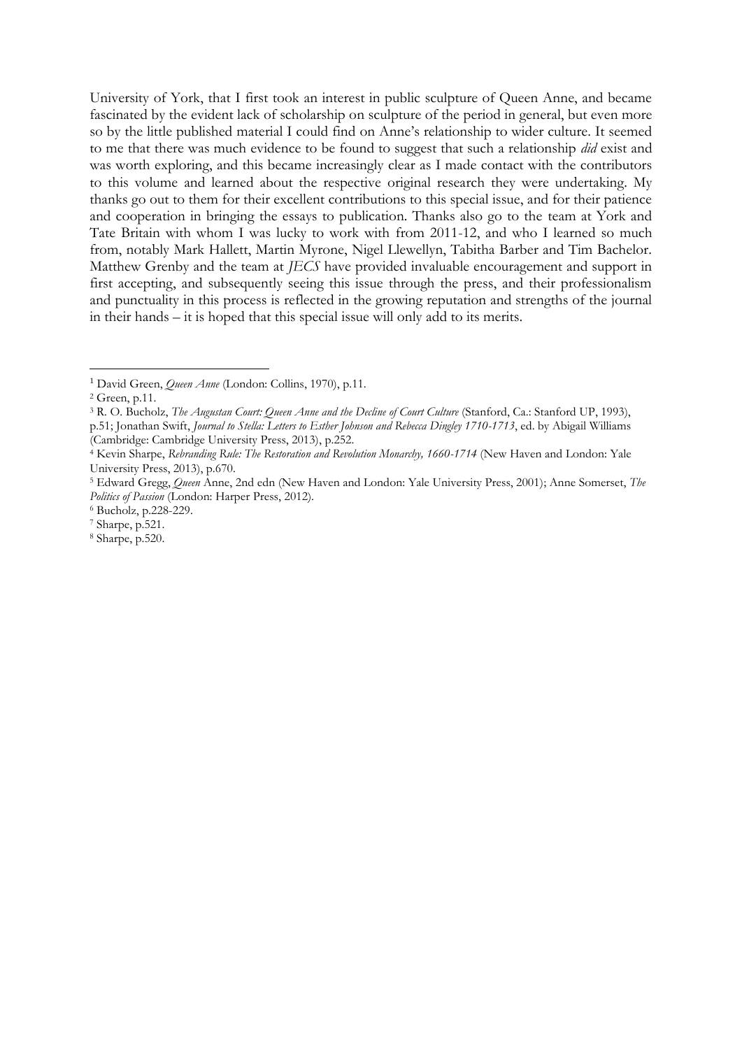University of York, that I first took an interest in public sculpture of Queen Anne, and became fascinated by the evident lack of scholarship on sculpture of the period in general, but even more so by the little published material I could find on Anne's relationship to wider culture. It seemed to me that there was much evidence to be found to suggest that such a relationship *did* exist and was worth exploring, and this became increasingly clear as I made contact with the contributors to this volume and learned about the respective original research they were undertaking. My thanks go out to them for their excellent contributions to this special issue, and for their patience and cooperation in bringing the essays to publication. Thanks also go to the team at York and Tate Britain with whom I was lucky to work with from 2011-12, and who I learned so much from, notably Mark Hallett, Martin Myrone, Nigel Llewellyn, Tabitha Barber and Tim Bachelor. Matthew Grenby and the team at *JECS* have provided invaluable encouragement and support in first accepting, and subsequently seeing this issue through the press, and their professionalism and punctuality in this process is reflected in the growing reputation and strengths of the journal in their hands – it is hoped that this special issue will only add to its merits.

---

[1] David Green, *Queen Anne* (London: Collins, 1970), p.11.

[2] Green, p.11.

[3] R. O. Bucholz, *The Augustan Court: Queen Anne and the Decline of Court Culture* (Stanford, Ca.: Stanford UP, 1993), p.51; Jonathan Swift, *Journal to Stella: Letters to Esther Johnson and Rebecca Dingley 1710-1713*, ed. by Abigail Williams (Cambridge: Cambridge University Press, 2013), p.252.

[4] Kevin Sharpe, *Rebranding Rule: The Restoration and Revolution Monarchy, 1660-1714* (New Haven and London: Yale University Press, 2013), p.670.

[5] Edward Gregg, *Queen* Anne, 2nd edn (New Haven and London: Yale University Press, 2001); Anne Somerset, *The Politics of Passion* (London: Harper Press, 2012).

[6] Bucholz, p.228-229.

[7] Sharpe, p.521.

[8] Sharpe, p.520.